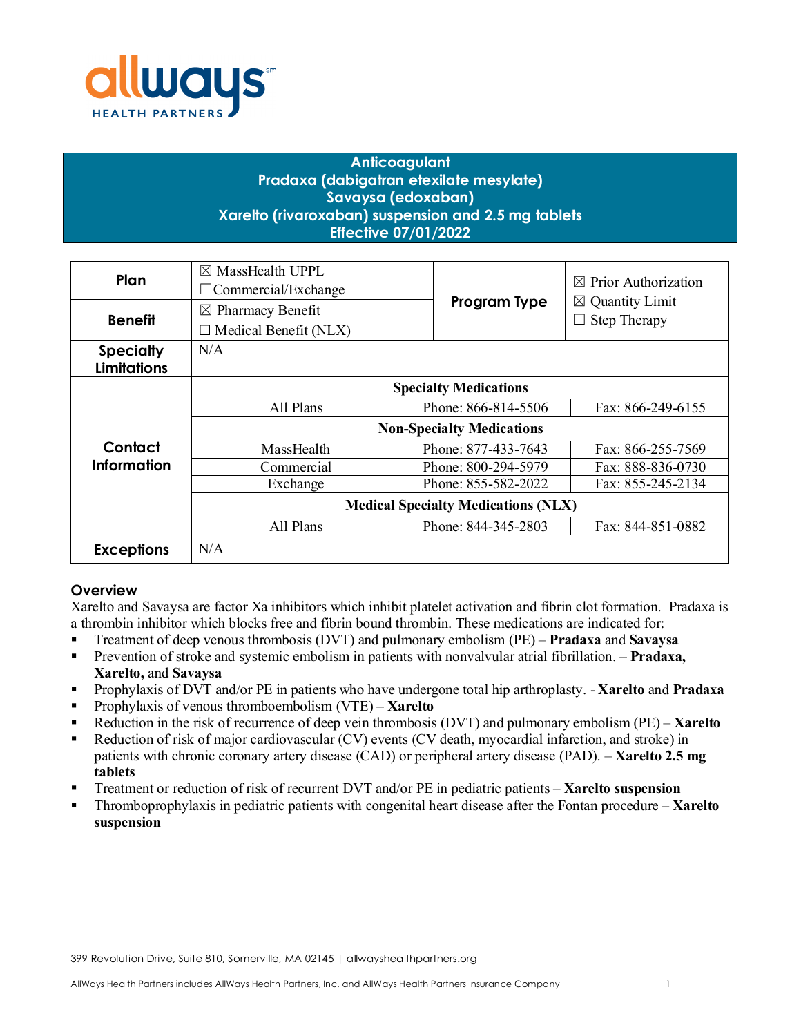# Anticoagulant
# Pradaxa (dabigatran etexilate mesylate)
# Savaysa (edoxaban)
# Xarelto (rivaroxaban) suspension and 2.5 mg tablets
# Effective 07/01/2022

| **Plan** | ☒ MassHealth UPPL<br>☐Commercial/Exchange | **Program Type** | ☒ Prior Authorization<br>☒ Quantity Limit<br>☐ Step Therapy |
|---|---|---|---|
| **Benefit** | ☒ Pharmacy Benefit<br>☐ Medical Benefit (NLX) | | |
| **Specialty Limitations** | N/A | | |
| **Contact Information** | **Specialty Medications** | | |
| | All Plans | Phone: 866-814-5506 | Fax: 866-249-6155 |
| | **Non-Specialty Medications** | | |
| | MassHealth | Phone: 877-433-7643 | Fax: 866-255-7569 |
| | Commercial | Phone: 800-294-5979 | Fax: 888-836-0730 |
| | Exchange | Phone: 855-582-2022 | Fax: 855-245-2134 |
| | **Medical Specialty Medications (NLX)** | | |
| | All Plans | Phone: 844-345-2803 | Fax: 844-851-0882 |
| **Exceptions** | N/A | | |

## Overview

Xarelto and Savaysa are factor Xa inhibitors which inhibit platelet activation and fibrin clot formation. Pradaxa is a thrombin inhibitor which blocks free and fibrin bound thrombin. These medications are indicated for:

- Treatment of deep venous thrombosis (DVT) and pulmonary embolism (PE) – **Pradaxa** and **Savaysa**
- Prevention of stroke and systemic embolism in patients with nonvalvular atrial fibrillation. – **Pradaxa, Xarelto,** and **Savaysa**
- Prophylaxis of DVT and/or PE in patients who have undergone total hip arthroplasty. - **Xarelto** and **Pradaxa**
- Prophylaxis of venous thromboembolism (VTE) – **Xarelto**
- Reduction in the risk of recurrence of deep vein thrombosis (DVT) and pulmonary embolism (PE) – **Xarelto**
- Reduction of risk of major cardiovascular (CV) events (CV death, myocardial infarction, and stroke) in patients with chronic coronary artery disease (CAD) or peripheral artery disease (PAD). – **Xarelto 2.5 mg tablets**
- Treatment or reduction of risk of recurrent DVT and/or PE in pediatric patients – **Xarelto suspension**
- Thromboprophylaxis in pediatric patients with congenital heart disease after the Fontan procedure – **Xarelto suspension**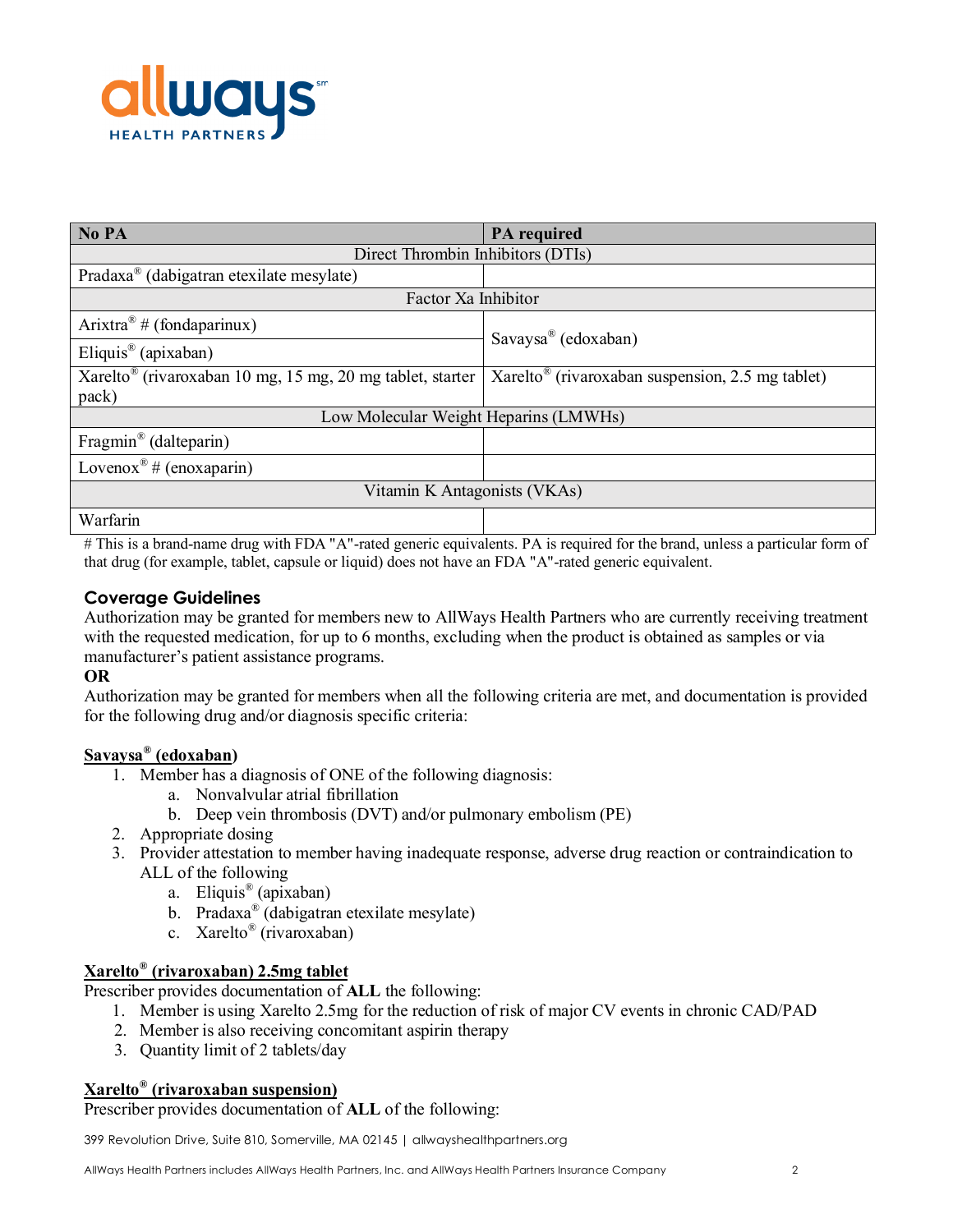| No PA | PA required |
|---|---|
| Direct Thrombin Inhibitors (DTIs) | |
| Pradaxa® (dabigatran etexilate mesylate) | |
| Factor Xa Inhibitor | |
| Arixtra® # (fondaparinux) | Savaysa® (edoxaban) |
| Eliquis® (apixaban) | |
| Xarelto® (rivaroxaban 10 mg, 15 mg, 20 mg tablet, starter pack) | Xarelto® (rivaroxaban suspension, 2.5 mg tablet) |
| Low Molecular Weight Heparins (LMWHs) | |
| Fragmin® (dalteparin) | |
| Lovenox® # (enoxaparin) | |
| Vitamin K Antagonists (VKAs) | |
| Warfarin | |

# This is a brand-name drug with FDA "A"-rated generic equivalents. PA is required for the brand, unless a particular form of that drug (for example, tablet, capsule or liquid) does not have an FDA "A"-rated generic equivalent.

## Coverage Guidelines

Authorization may be granted for members new to AllWays Health Partners who are currently receiving treatment with the requested medication, for up to 6 months, excluding when the product is obtained as samples or via manufacturer's patient assistance programs.

**OR**

Authorization may be granted for members when all the following criteria are met, and documentation is provided for the following drug and/or diagnosis specific criteria:

**Savaysa® (edoxaban)**

1. Member has a diagnosis of ONE of the following diagnosis:
   a. Nonvalvular atrial fibrillation
   b. Deep vein thrombosis (DVT) and/or pulmonary embolism (PE)
2. Appropriate dosing
3. Provider attestation to member having inadequate response, adverse drug reaction or contraindication to ALL of the following
   a. Eliquis® (apixaban)
   b. Pradaxa® (dabigatran etexilate mesylate)
   c. Xarelto® (rivaroxaban)

**Xarelto® (rivaroxaban) 2.5mg tablet**

Prescriber provides documentation of **ALL** the following:

1. Member is using Xarelto 2.5mg for the reduction of risk of major CV events in chronic CAD/PAD
2. Member is also receiving concomitant aspirin therapy
3. Quantity limit of 2 tablets/day

**Xarelto® (rivaroxaban suspension)**

Prescriber provides documentation of **ALL** of the following: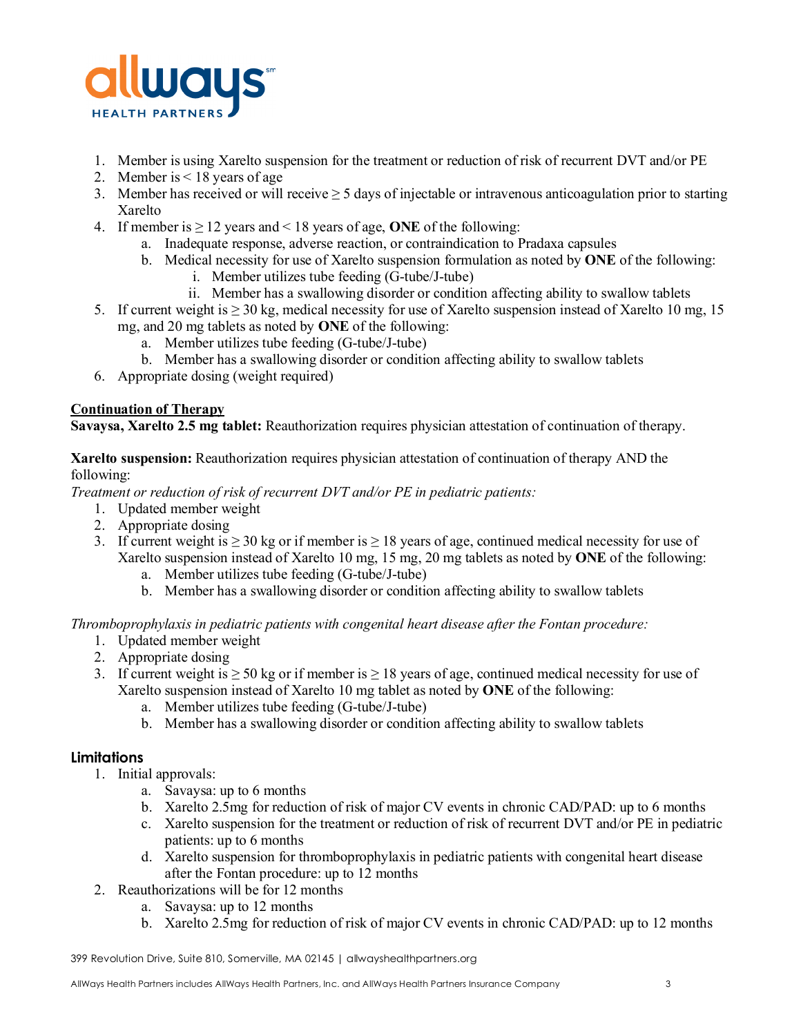1. Member is using Xarelto suspension for the treatment or reduction of risk of recurrent DVT and/or PE
2. Member is < 18 years of age
3. Member has received or will receive ≥ 5 days of injectable or intravenous anticoagulation prior to starting Xarelto
4. If member is ≥ 12 years and < 18 years of age, **ONE** of the following:
   a. Inadequate response, adverse reaction, or contraindication to Pradaxa capsules
   b. Medical necessity for use of Xarelto suspension formulation as noted by **ONE** of the following:
      i. Member utilizes tube feeding (G-tube/J-tube)
      ii. Member has a swallowing disorder or condition affecting ability to swallow tablets
5. If current weight is ≥ 30 kg, medical necessity for use of Xarelto suspension instead of Xarelto 10 mg, 15 mg, and 20 mg tablets as noted by **ONE** of the following:
   a. Member utilizes tube feeding (G-tube/J-tube)
   b. Member has a swallowing disorder or condition affecting ability to swallow tablets
6. Appropriate dosing (weight required)

**Continuation of Therapy**

**Savaysa, Xarelto 2.5 mg tablet:** Reauthorization requires physician attestation of continuation of therapy.

**Xarelto suspension:** Reauthorization requires physician attestation of continuation of therapy AND the following:

*Treatment or reduction of risk of recurrent DVT and/or PE in pediatric patients:*

1. Updated member weight
2. Appropriate dosing
3. If current weight is ≥ 30 kg or if member is ≥ 18 years of age, continued medical necessity for use of Xarelto suspension instead of Xarelto 10 mg, 15 mg, 20 mg tablets as noted by **ONE** of the following:
   a. Member utilizes tube feeding (G-tube/J-tube)
   b. Member has a swallowing disorder or condition affecting ability to swallow tablets

*Thromboprophylaxis in pediatric patients with congenital heart disease after the Fontan procedure:*

1. Updated member weight
2. Appropriate dosing
3. If current weight is ≥ 50 kg or if member is ≥ 18 years of age, continued medical necessity for use of Xarelto suspension instead of Xarelto 10 mg tablet as noted by **ONE** of the following:
   a. Member utilizes tube feeding (G-tube/J-tube)
   b. Member has a swallowing disorder or condition affecting ability to swallow tablets

## Limitations

1. Initial approvals:
   a. Savaysa: up to 6 months
   b. Xarelto 2.5mg for reduction of risk of major CV events in chronic CAD/PAD: up to 6 months
   c. Xarelto suspension for the treatment or reduction of risk of recurrent DVT and/or PE in pediatric patients: up to 6 months
   d. Xarelto suspension for thromboprophylaxis in pediatric patients with congenital heart disease after the Fontan procedure: up to 12 months
2. Reauthorizations will be for 12 months
   a. Savaysa: up to 12 months
   b. Xarelto 2.5mg for reduction of risk of major CV events in chronic CAD/PAD: up to 12 months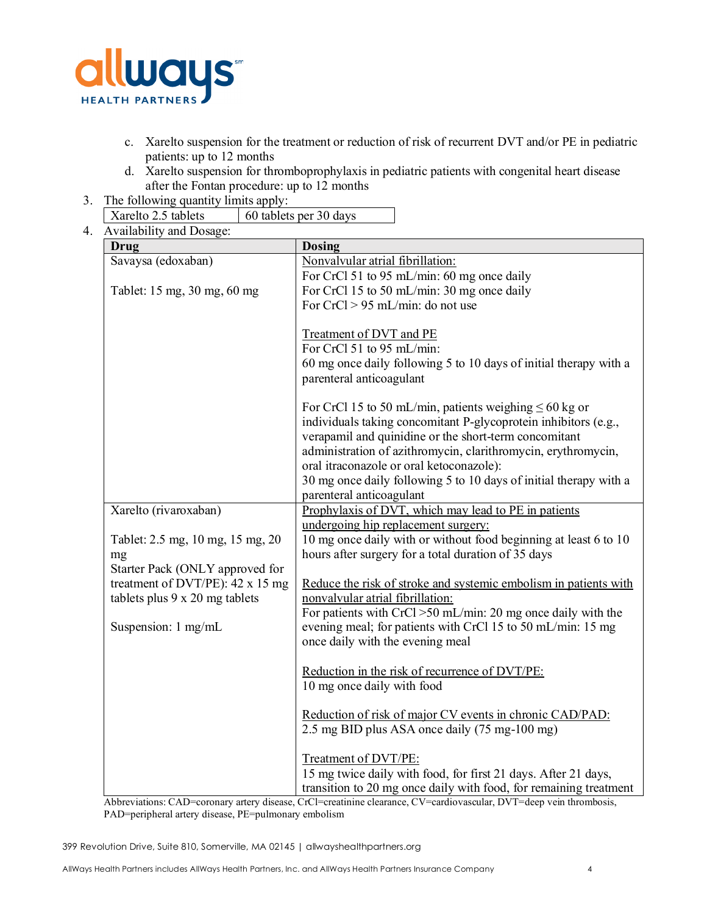c. Xarelto suspension for the treatment or reduction of risk of recurrent DVT and/or PE in pediatric patients: up to 12 months

d. Xarelto suspension for thromboprophylaxis in pediatric patients with congenital heart disease after the Fontan procedure: up to 12 months

3. The following quantity limits apply:

| Xarelto 2.5 tablets | 60 tablets per 30 days |
|---|---|

4. Availability and Dosage:

| Drug | Dosing |
|---|---|
| Savaysa (edoxaban)<br><br>Tablet: 15 mg, 30 mg, 60 mg | Nonvalvular atrial fibrillation:<br>For CrCl 51 to 95 mL/min: 60 mg once daily<br>For CrCl 15 to 50 mL/min: 30 mg once daily<br>For CrCl > 95 mL/min: do not use<br><br>Treatment of DVT and PE<br>For CrCl 51 to 95 mL/min:<br>60 mg once daily following 5 to 10 days of initial therapy with a parenteral anticoagulant<br><br>For CrCl 15 to 50 mL/min, patients weighing ≤ 60 kg or individuals taking concomitant P-glycoprotein inhibitors (e.g., verapamil and quinidine or the short-term concomitant administration of azithromycin, clarithromycin, erythromycin, oral itraconazole or oral ketoconazole):<br>30 mg once daily following 5 to 10 days of initial therapy with a parenteral anticoagulant |
| Xarelto (rivaroxaban)<br><br>Tablet: 2.5 mg, 10 mg, 15 mg, 20 mg<br>Starter Pack (ONLY approved for treatment of DVT/PE): 42 x 15 mg tablets plus 9 x 20 mg tablets<br><br>Suspension: 1 mg/mL | Prophylaxis of DVT, which may lead to PE in patients undergoing hip replacement surgery:<br>10 mg once daily with or without food beginning at least 6 to 10 hours after surgery for a total duration of 35 days<br><br>Reduce the risk of stroke and systemic embolism in patients with nonvalvular atrial fibrillation:<br>For patients with CrCl >50 mL/min: 20 mg once daily with the evening meal; for patients with CrCl 15 to 50 mL/min: 15 mg once daily with the evening meal<br><br>Reduction in the risk of recurrence of DVT/PE:<br>10 mg once daily with food<br><br>Reduction of risk of major CV events in chronic CAD/PAD:<br>2.5 mg BID plus ASA once daily (75 mg-100 mg)<br><br>Treatment of DVT/PE:<br>15 mg twice daily with food, for first 21 days. After 21 days, transition to 20 mg once daily with food, for remaining treatment |

Abbreviations: CAD=coronary artery disease, CrCl=creatinine clearance, CV=cardiovascular, DVT=deep vein thrombosis, PAD=peripheral artery disease, PE=pulmonary embolism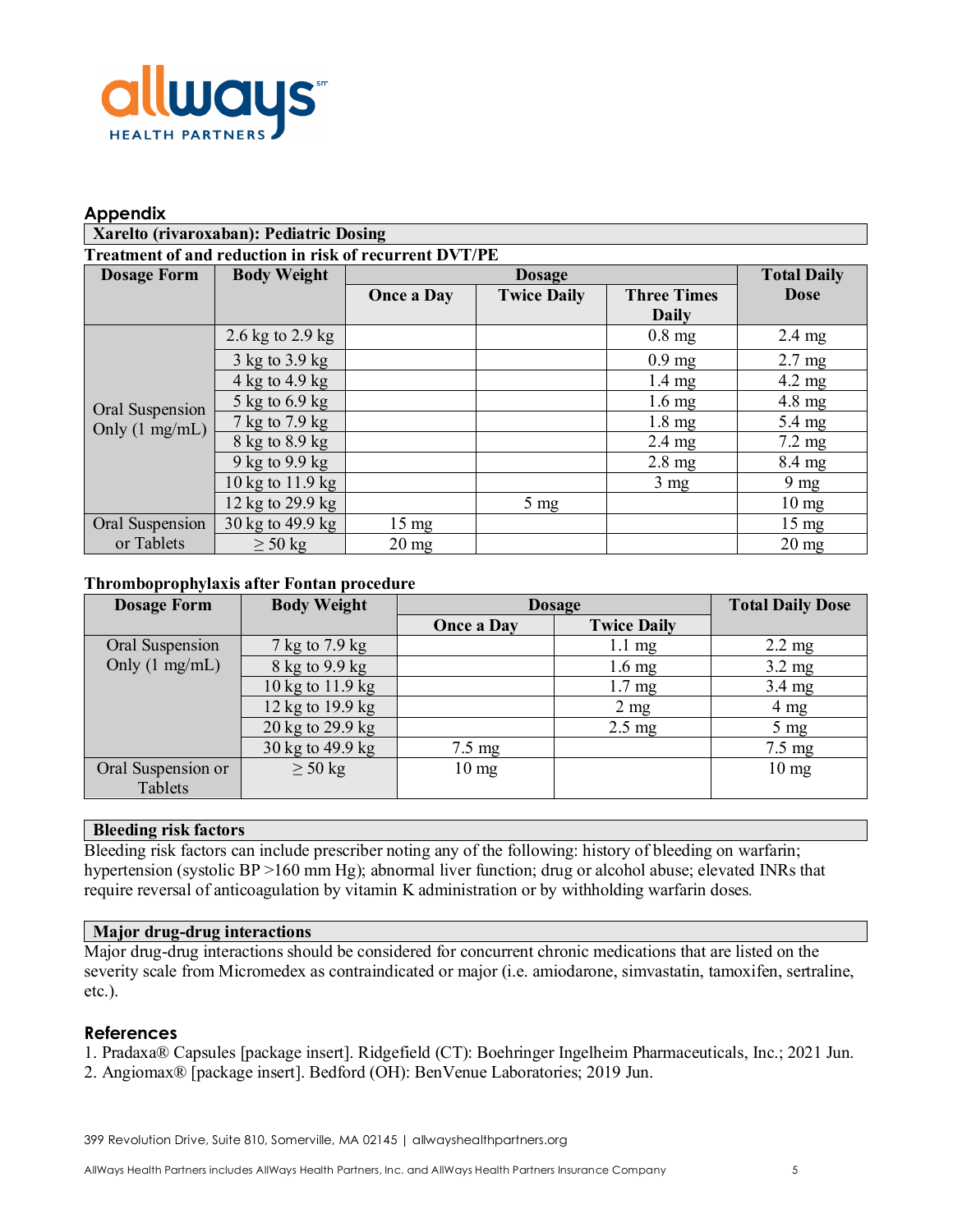## Appendix

### Xarelto (rivaroxaban): Pediatric Dosing

**Treatment of and reduction in risk of recurrent DVT/PE**

| Dosage Form | Body Weight | Dosage | | | Total Daily Dose |
|---|---|---|---|---|---|
| | | Once a Day | Twice Daily | Three Times Daily | |
| Oral Suspension Only (1 mg/mL) | 2.6 kg to 2.9 kg | | | 0.8 mg | 2.4 mg |
| | 3 kg to 3.9 kg | | | 0.9 mg | 2.7 mg |
| | 4 kg to 4.9 kg | | | 1.4 mg | 4.2 mg |
| | 5 kg to 6.9 kg | | | 1.6 mg | 4.8 mg |
| | 7 kg to 7.9 kg | | | 1.8 mg | 5.4 mg |
| | 8 kg to 8.9 kg | | | 2.4 mg | 7.2 mg |
| | 9 kg to 9.9 kg | | | 2.8 mg | 8.4 mg |
| | 10 kg to 11.9 kg | | | 3 mg | 9 mg |
| | 12 kg to 29.9 kg | | 5 mg | | 10 mg |
| Oral Suspension or Tablets | 30 kg to 49.9 kg | 15 mg | | | 15 mg |
| | ≥ 50 kg | 20 mg | | | 20 mg |

**Thromboprophylaxis after Fontan procedure**

| Dosage Form | Body Weight | Dosage | | Total Daily Dose |
|---|---|---|---|---|
| | | Once a Day | Twice Daily | |
| Oral Suspension Only (1 mg/mL) | 7 kg to 7.9 kg | | 1.1 mg | 2.2 mg |
| | 8 kg to 9.9 kg | | 1.6 mg | 3.2 mg |
| | 10 kg to 11.9 kg | | 1.7 mg | 3.4 mg |
| | 12 kg to 19.9 kg | | 2 mg | 4 mg |
| | 20 kg to 29.9 kg | | 2.5 mg | 5 mg |
| | 30 kg to 49.9 kg | 7.5 mg | | 7.5 mg |
| Oral Suspension or Tablets | ≥ 50 kg | 10 mg | | 10 mg |

### Bleeding risk factors

Bleeding risk factors can include prescriber noting any of the following: history of bleeding on warfarin; hypertension (systolic BP >160 mm Hg); abnormal liver function; drug or alcohol abuse; elevated INRs that require reversal of anticoagulation by vitamin K administration or by withholding warfarin doses.

### Major drug-drug interactions

Major drug-drug interactions should be considered for concurrent chronic medications that are listed on the severity scale from Micromedex as contraindicated or major (i.e. amiodarone, simvastatin, tamoxifen, sertraline, etc.).

## References

1. Pradaxa® Capsules [package insert]. Ridgefield (CT): Boehringer Ingelheim Pharmaceuticals, Inc.; 2021 Jun.
2. Angiomax® [package insert]. Bedford (OH): BenVenue Laboratories; 2019 Jun.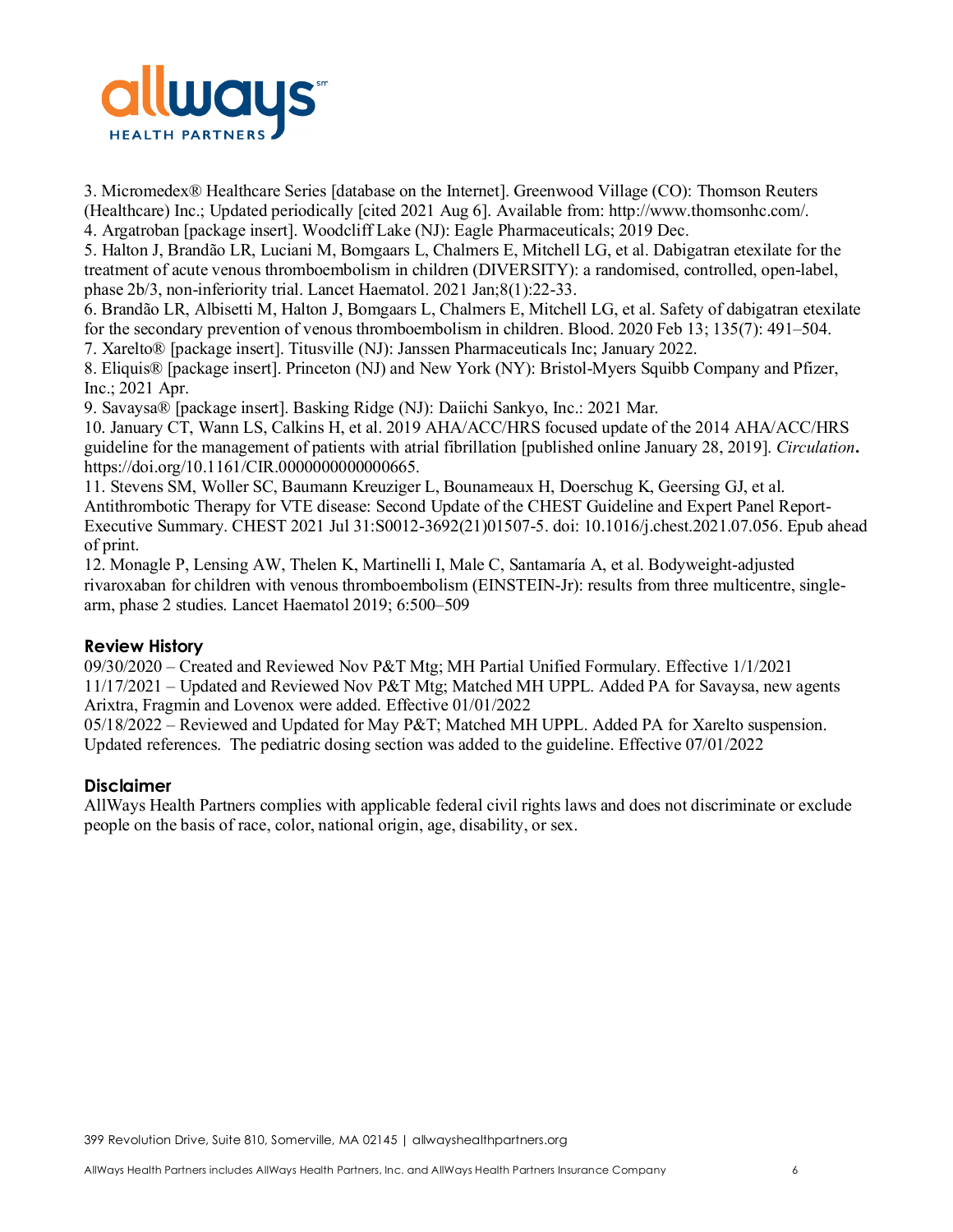3. Micromedex® Healthcare Series [database on the Internet]. Greenwood Village (CO): Thomson Reuters (Healthcare) Inc.; Updated periodically [cited 2021 Aug 6]. Available from: http://www.thomsonhc.com/.
4. Argatroban [package insert]. Woodcliff Lake (NJ): Eagle Pharmaceuticals; 2019 Dec.
5. Halton J, Brandão LR, Luciani M, Bomgaars L, Chalmers E, Mitchell LG, et al. Dabigatran etexilate for the treatment of acute venous thromboembolism in children (DIVERSITY): a randomised, controlled, open-label, phase 2b/3, non-inferiority trial. Lancet Haematol. 2021 Jan;8(1):22-33.
6. Brandão LR, Albisetti M, Halton J, Bomgaars L, Chalmers E, Mitchell LG, et al. Safety of dabigatran etexilate for the secondary prevention of venous thromboembolism in children. Blood. 2020 Feb 13; 135(7): 491–504.
7. Xarelto® [package insert]. Titusville (NJ): Janssen Pharmaceuticals Inc; January 2022.
8. Eliquis® [package insert]. Princeton (NJ) and New York (NY): Bristol-Myers Squibb Company and Pfizer, Inc.; 2021 Apr.
9. Savaysa® [package insert]. Basking Ridge (NJ): Daiichi Sankyo, Inc.: 2021 Mar.
10. January CT, Wann LS, Calkins H, et al. 2019 AHA/ACC/HRS focused update of the 2014 AHA/ACC/HRS guideline for the management of patients with atrial fibrillation [published online January 28, 2019]. *Circulation***.** https://doi.org/10.1161/CIR.0000000000000665.
11. Stevens SM, Woller SC, Baumann Kreuziger L, Bounameaux H, Doerschug K, Geersing GJ, et al. Antithrombotic Therapy for VTE disease: Second Update of the CHEST Guideline and Expert Panel Report-Executive Summary. CHEST 2021 Jul 31:S0012-3692(21)01507-5. doi: 10.1016/j.chest.2021.07.056. Epub ahead of print.
12. Monagle P, Lensing AW, Thelen K, Martinelli I, Male C, Santamaría A, et al. Bodyweight-adjusted rivaroxaban for children with venous thromboembolism (EINSTEIN-Jr): results from three multicentre, single-arm, phase 2 studies. Lancet Haematol 2019; 6:500–509

### Review History

09/30/2020 – Created and Reviewed Nov P&T Mtg; MH Partial Unified Formulary. Effective 1/1/2021
11/17/2021 – Updated and Reviewed Nov P&T Mtg; Matched MH UPPL. Added PA for Savaysa, new agents Arixtra, Fragmin and Lovenox were added. Effective 01/01/2022
05/18/2022 – Reviewed and Updated for May P&T; Matched MH UPPL. Added PA for Xarelto suspension. Updated references. The pediatric dosing section was added to the guideline. Effective 07/01/2022

### Disclaimer

AllWays Health Partners complies with applicable federal civil rights laws and does not discriminate or exclude people on the basis of race, color, national origin, age, disability, or sex.

399 Revolution Drive, Suite 810, Somerville, MA 02145 | allwayshealthpartners.org

AllWays Health Partners includes AllWays Health Partners, Inc. and AllWays Health Partners Insurance Company